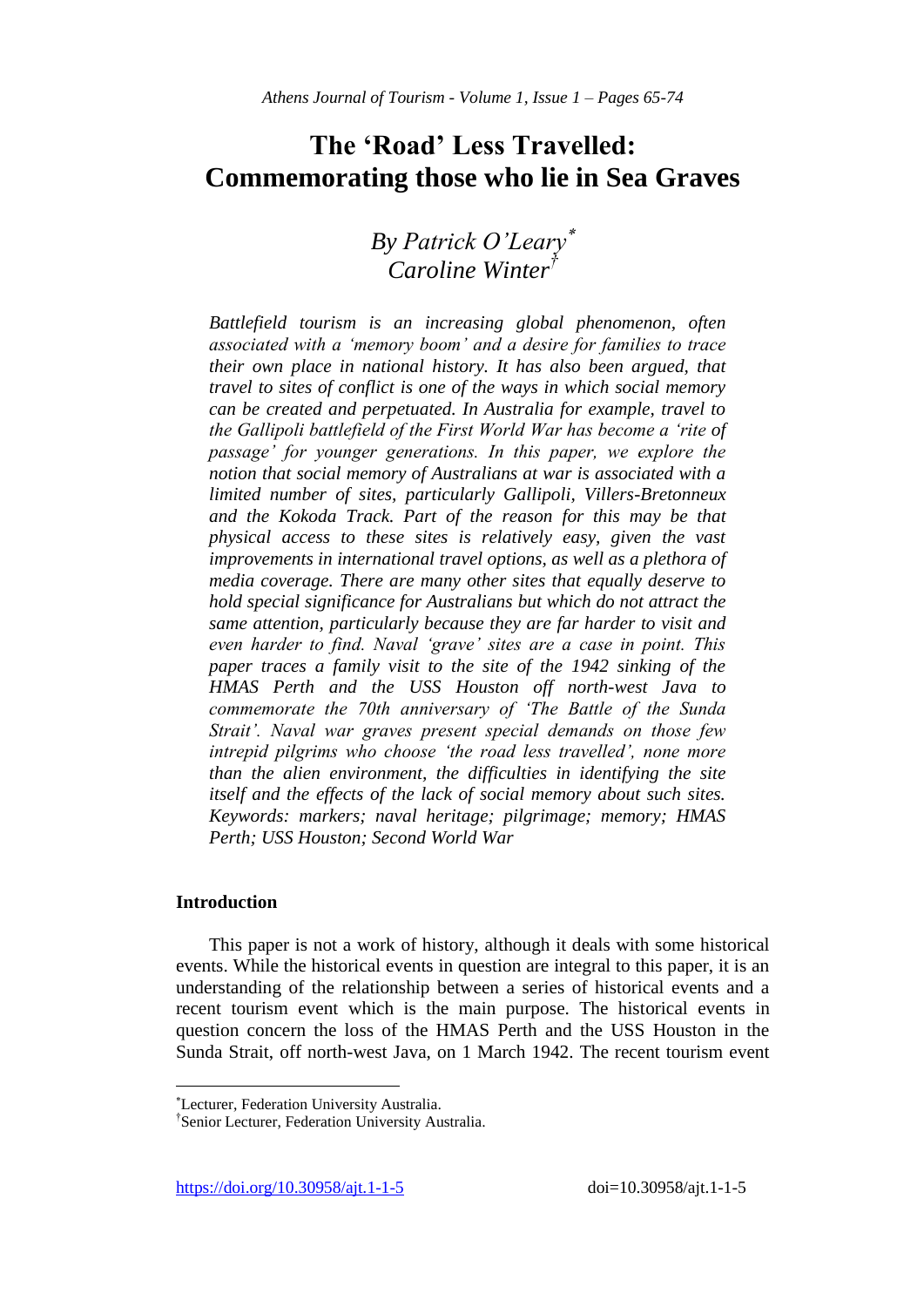# The 'Road' Less Travelled: Commemorating those who lie in Sea Graves

*By Patrick O'Leary*[*]
*Caroline Winter*[†]

*Battlefield tourism is an increasing global phenomenon, often associated with a 'memory boom' and a desire for families to trace their own place in national history. It has also been argued, that travel to sites of conflict is one of the ways in which social memory can be created and perpetuated. In Australia for example, travel to the Gallipoli battlefield of the First World War has become a 'rite of passage' for younger generations. In this paper, we explore the notion that social memory of Australians at war is associated with a limited number of sites, particularly Gallipoli, Villers-Bretonneux and the Kokoda Track. Part of the reason for this may be that physical access to these sites is relatively easy, given the vast improvements in international travel options, as well as a plethora of media coverage. There are many other sites that equally deserve to hold special significance for Australians but which do not attract the same attention, particularly because they are far harder to visit and even harder to find. Naval 'grave' sites are a case in point. This paper traces a family visit to the site of the 1942 sinking of the HMAS Perth and the USS Houston off north-west Java to commemorate the 70th anniversary of 'The Battle of the Sunda Strait'. Naval war graves present special demands on those few intrepid pilgrims who choose 'the road less travelled', none more than the alien environment, the difficulties in identifying the site itself and the effects of the lack of social memory about such sites.*

*Keywords: markers; naval heritage; pilgrimage; memory; HMAS Perth; USS Houston; Second World War*

## Introduction

This paper is not a work of history, although it deals with some historical events. While the historical events in question are integral to this paper, it is an understanding of the relationship between a series of historical events and a recent tourism event which is the main purpose. The historical events in question concern the loss of the HMAS Perth and the USS Houston in the Sunda Strait, off north-west Java, on 1 March 1942. The recent tourism event

---

[*] Lecturer, Federation University Australia.

[†] Senior Lecturer, Federation University Australia.

https://doi.org/10.30958/ajt.1-1-5 doi=10.30958/ajt.1-1-5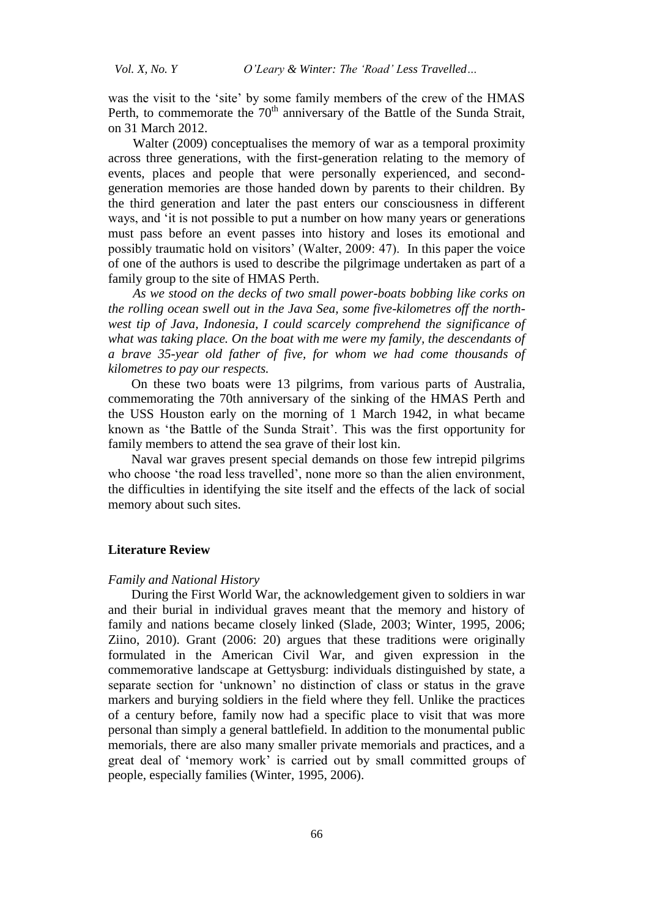was the visit to the 'site' by some family members of the crew of the HMAS Perth, to commemorate the $70^{th}$ anniversary of the Battle of the Sunda Strait, on 31 March 2012.

Walter (2009) conceptualises the memory of war as a temporal proximity across three generations, with the first-generation relating to the memory of events, places and people that were personally experienced, and second-generation memories are those handed down by parents to their children. By the third generation and later the past enters our consciousness in different ways, and 'it is not possible to put a number on how many years or generations must pass before an event passes into history and loses its emotional and possibly traumatic hold on visitors' (Walter, 2009: 47). In this paper the voice of one of the authors is used to describe the pilgrimage undertaken as part of a family group to the site of HMAS Perth.

*As we stood on the decks of two small power-boats bobbing like corks on the rolling ocean swell out in the Java Sea, some five-kilometres off the north-west tip of Java, Indonesia, I could scarcely comprehend the significance of what was taking place. On the boat with me were my family, the descendants of a brave 35-year old father of five, for whom we had come thousands of kilometres to pay our respects.*

On these two boats were 13 pilgrims, from various parts of Australia, commemorating the 70th anniversary of the sinking of the HMAS Perth and the USS Houston early on the morning of 1 March 1942, in what became known as 'the Battle of the Sunda Strait'. This was the first opportunity for family members to attend the sea grave of their lost kin.

Naval war graves present special demands on those few intrepid pilgrims who choose 'the road less travelled', none more so than the alien environment, the difficulties in identifying the site itself and the effects of the lack of social memory about such sites.

## Literature Review

### *Family and National History*

During the First World War, the acknowledgement given to soldiers in war and their burial in individual graves meant that the memory and history of family and nations became closely linked (Slade, 2003; Winter, 1995, 2006; Ziino, 2010). Grant (2006: 20) argues that these traditions were originally formulated in the American Civil War, and given expression in the commemorative landscape at Gettysburg: individuals distinguished by state, a separate section for 'unknown' no distinction of class or status in the grave markers and burying soldiers in the field where they fell. Unlike the practices of a century before, family now had a specific place to visit that was more personal than simply a general battlefield. In addition to the monumental public memorials, there are also many smaller private memorials and practices, and a great deal of 'memory work' is carried out by small committed groups of people, especially families (Winter, 1995, 2006).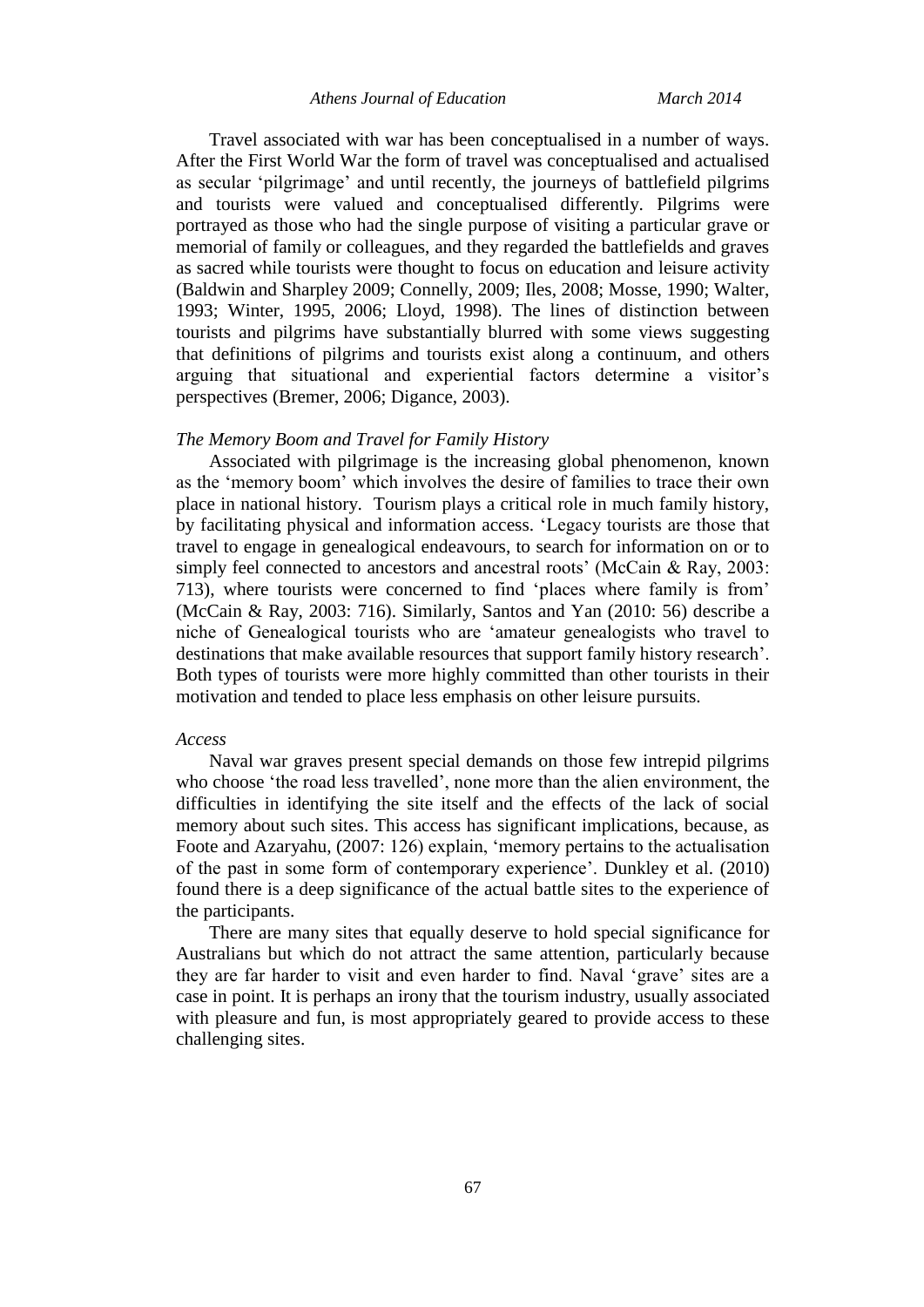Travel associated with war has been conceptualised in a number of ways. After the First World War the form of travel was conceptualised and actualised as secular 'pilgrimage' and until recently, the journeys of battlefield pilgrims and tourists were valued and conceptualised differently. Pilgrims were portrayed as those who had the single purpose of visiting a particular grave or memorial of family or colleagues, and they regarded the battlefields and graves as sacred while tourists were thought to focus on education and leisure activity (Baldwin and Sharpley 2009; Connelly, 2009; Iles, 2008; Mosse, 1990; Walter, 1993; Winter, 1995, 2006; Lloyd, 1998). The lines of distinction between tourists and pilgrims have substantially blurred with some views suggesting that definitions of pilgrims and tourists exist along a continuum, and others arguing that situational and experiential factors determine a visitor's perspectives (Bremer, 2006; Digance, 2003).

*The Memory Boom and Travel for Family History*

Associated with pilgrimage is the increasing global phenomenon, known as the 'memory boom' which involves the desire of families to trace their own place in national history. Tourism plays a critical role in much family history, by facilitating physical and information access. 'Legacy tourists are those that travel to engage in genealogical endeavours, to search for information on or to simply feel connected to ancestors and ancestral roots' (McCain & Ray, 2003: 713), where tourists were concerned to find 'places where family is from' (McCain & Ray, 2003: 716). Similarly, Santos and Yan (2010: 56) describe a niche of Genealogical tourists who are 'amateur genealogists who travel to destinations that make available resources that support family history research'. Both types of tourists were more highly committed than other tourists in their motivation and tended to place less emphasis on other leisure pursuits.

*Access*

Naval war graves present special demands on those few intrepid pilgrims who choose 'the road less travelled', none more than the alien environment, the difficulties in identifying the site itself and the effects of the lack of social memory about such sites. This access has significant implications, because, as Foote and Azaryahu, (2007: 126) explain, 'memory pertains to the actualisation of the past in some form of contemporary experience'. Dunkley et al. (2010) found there is a deep significance of the actual battle sites to the experience of the participants.

There are many sites that equally deserve to hold special significance for Australians but which do not attract the same attention, particularly because they are far harder to visit and even harder to find. Naval 'grave' sites are a case in point. It is perhaps an irony that the tourism industry, usually associated with pleasure and fun, is most appropriately geared to provide access to these challenging sites.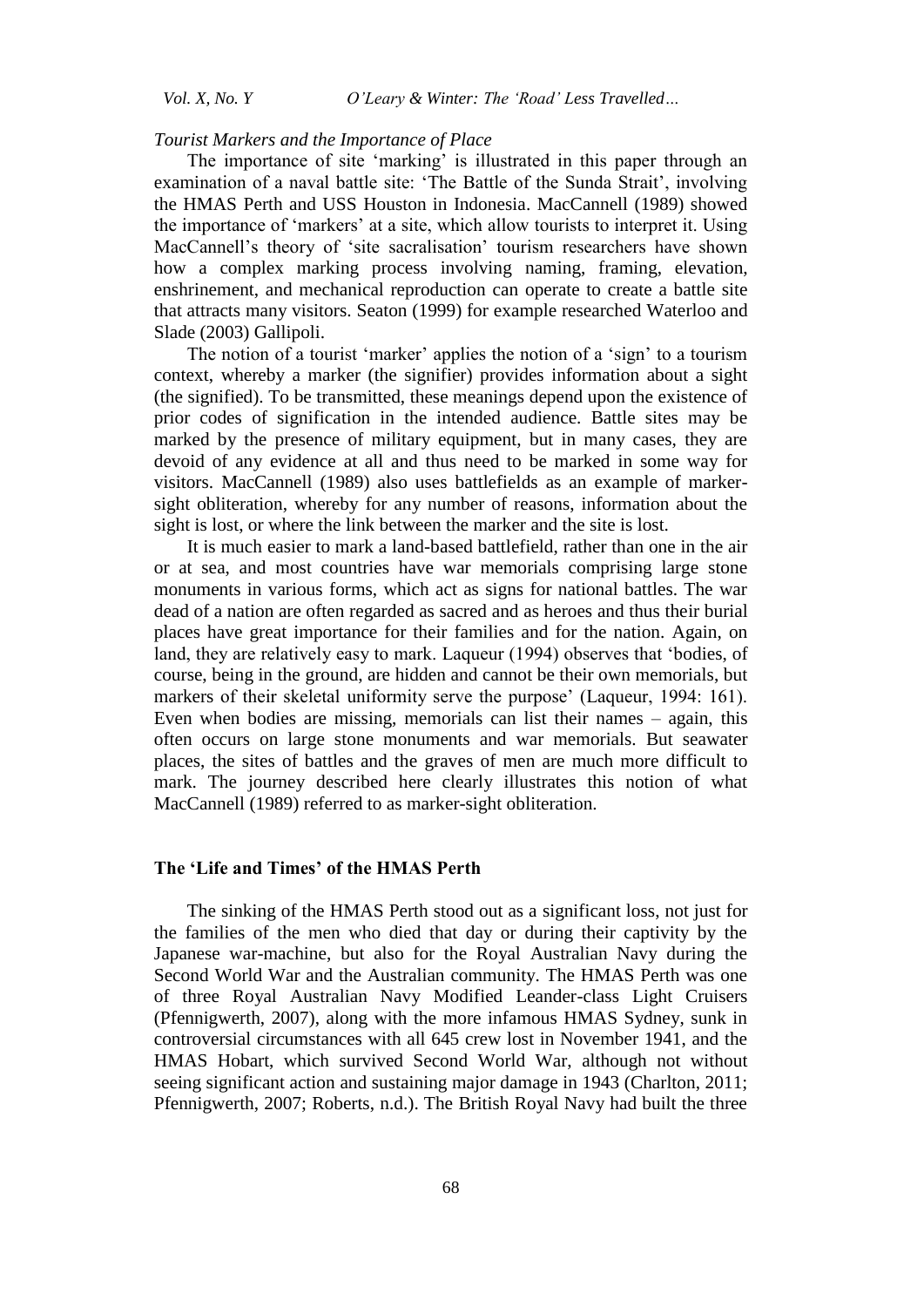*Tourist Markers and the Importance of Place*

The importance of site 'marking' is illustrated in this paper through an examination of a naval battle site: 'The Battle of the Sunda Strait', involving the HMAS Perth and USS Houston in Indonesia. MacCannell (1989) showed the importance of 'markers' at a site, which allow tourists to interpret it. Using MacCannell's theory of 'site sacralisation' tourism researchers have shown how a complex marking process involving naming, framing, elevation, enshrinement, and mechanical reproduction can operate to create a battle site that attracts many visitors. Seaton (1999) for example researched Waterloo and Slade (2003) Gallipoli.

The notion of a tourist 'marker' applies the notion of a 'sign' to a tourism context, whereby a marker (the signifier) provides information about a sight (the signified). To be transmitted, these meanings depend upon the existence of prior codes of signification in the intended audience. Battle sites may be marked by the presence of military equipment, but in many cases, they are devoid of any evidence at all and thus need to be marked in some way for visitors. MacCannell (1989) also uses battlefields as an example of marker-sight obliteration, whereby for any number of reasons, information about the sight is lost, or where the link between the marker and the site is lost.

It is much easier to mark a land-based battlefield, rather than one in the air or at sea, and most countries have war memorials comprising large stone monuments in various forms, which act as signs for national battles. The war dead of a nation are often regarded as sacred and as heroes and thus their burial places have great importance for their families and for the nation. Again, on land, they are relatively easy to mark. Laqueur (1994) observes that 'bodies, of course, being in the ground, are hidden and cannot be their own memorials, but markers of their skeletal uniformity serve the purpose' (Laqueur, 1994: 161). Even when bodies are missing, memorials can list their names – again, this often occurs on large stone monuments and war memorials. But seawater places, the sites of battles and the graves of men are much more difficult to mark. The journey described here clearly illustrates this notion of what MacCannell (1989) referred to as marker-sight obliteration.

## The 'Life and Times' of the HMAS Perth

The sinking of the HMAS Perth stood out as a significant loss, not just for the families of the men who died that day or during their captivity by the Japanese war-machine, but also for the Royal Australian Navy during the Second World War and the Australian community. The HMAS Perth was one of three Royal Australian Navy Modified Leander-class Light Cruisers (Pfennigwerth, 2007), along with the more infamous HMAS Sydney, sunk in controversial circumstances with all 645 crew lost in November 1941, and the HMAS Hobart, which survived Second World War, although not without seeing significant action and sustaining major damage in 1943 (Charlton, 2011; Pfennigwerth, 2007; Roberts, n.d.). The British Royal Navy had built the three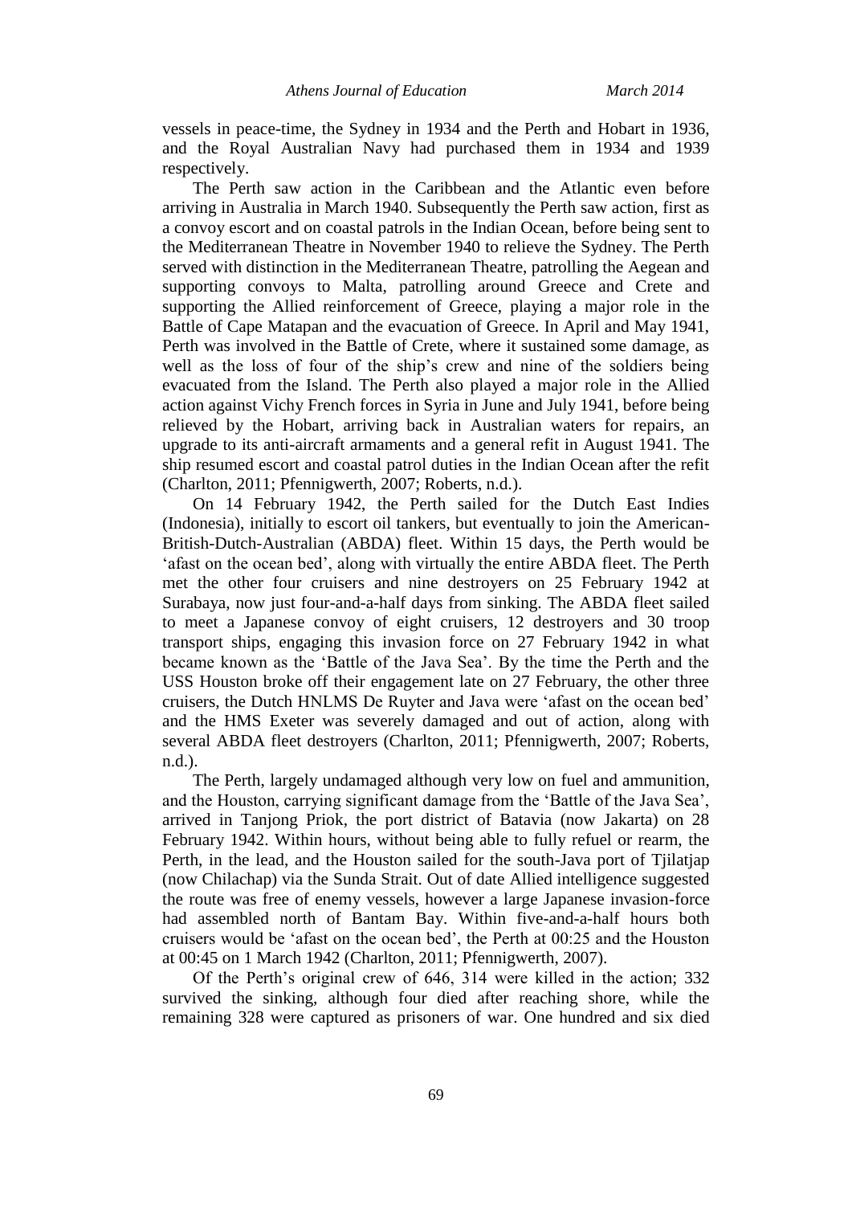vessels in peace-time, the Sydney in 1934 and the Perth and Hobart in 1936, and the Royal Australian Navy had purchased them in 1934 and 1939 respectively.

The Perth saw action in the Caribbean and the Atlantic even before arriving in Australia in March 1940. Subsequently the Perth saw action, first as a convoy escort and on coastal patrols in the Indian Ocean, before being sent to the Mediterranean Theatre in November 1940 to relieve the Sydney. The Perth served with distinction in the Mediterranean Theatre, patrolling the Aegean and supporting convoys to Malta, patrolling around Greece and Crete and supporting the Allied reinforcement of Greece, playing a major role in the Battle of Cape Matapan and the evacuation of Greece. In April and May 1941, Perth was involved in the Battle of Crete, where it sustained some damage, as well as the loss of four of the ship's crew and nine of the soldiers being evacuated from the Island. The Perth also played a major role in the Allied action against Vichy French forces in Syria in June and July 1941, before being relieved by the Hobart, arriving back in Australian waters for repairs, an upgrade to its anti-aircraft armaments and a general refit in August 1941. The ship resumed escort and coastal patrol duties in the Indian Ocean after the refit (Charlton, 2011; Pfennigwerth, 2007; Roberts, n.d.).

On 14 February 1942, the Perth sailed for the Dutch East Indies (Indonesia), initially to escort oil tankers, but eventually to join the American-British-Dutch-Australian (ABDA) fleet. Within 15 days, the Perth would be 'afast on the ocean bed', along with virtually the entire ABDA fleet. The Perth met the other four cruisers and nine destroyers on 25 February 1942 at Surabaya, now just four-and-a-half days from sinking. The ABDA fleet sailed to meet a Japanese convoy of eight cruisers, 12 destroyers and 30 troop transport ships, engaging this invasion force on 27 February 1942 in what became known as the 'Battle of the Java Sea'. By the time the Perth and the USS Houston broke off their engagement late on 27 February, the other three cruisers, the Dutch HNLMS De Ruyter and Java were 'afast on the ocean bed' and the HMS Exeter was severely damaged and out of action, along with several ABDA fleet destroyers (Charlton, 2011; Pfennigwerth, 2007; Roberts, n.d.).

The Perth, largely undamaged although very low on fuel and ammunition, and the Houston, carrying significant damage from the 'Battle of the Java Sea', arrived in Tanjong Priok, the port district of Batavia (now Jakarta) on 28 February 1942. Within hours, without being able to fully refuel or rearm, the Perth, in the lead, and the Houston sailed for the south-Java port of Tjilatjap (now Chilachap) via the Sunda Strait. Out of date Allied intelligence suggested the route was free of enemy vessels, however a large Japanese invasion-force had assembled north of Bantam Bay. Within five-and-a-half hours both cruisers would be 'afast on the ocean bed', the Perth at 00:25 and the Houston at 00:45 on 1 March 1942 (Charlton, 2011; Pfennigwerth, 2007).

Of the Perth's original crew of 646, 314 were killed in the action; 332 survived the sinking, although four died after reaching shore, while the remaining 328 were captured as prisoners of war. One hundred and six died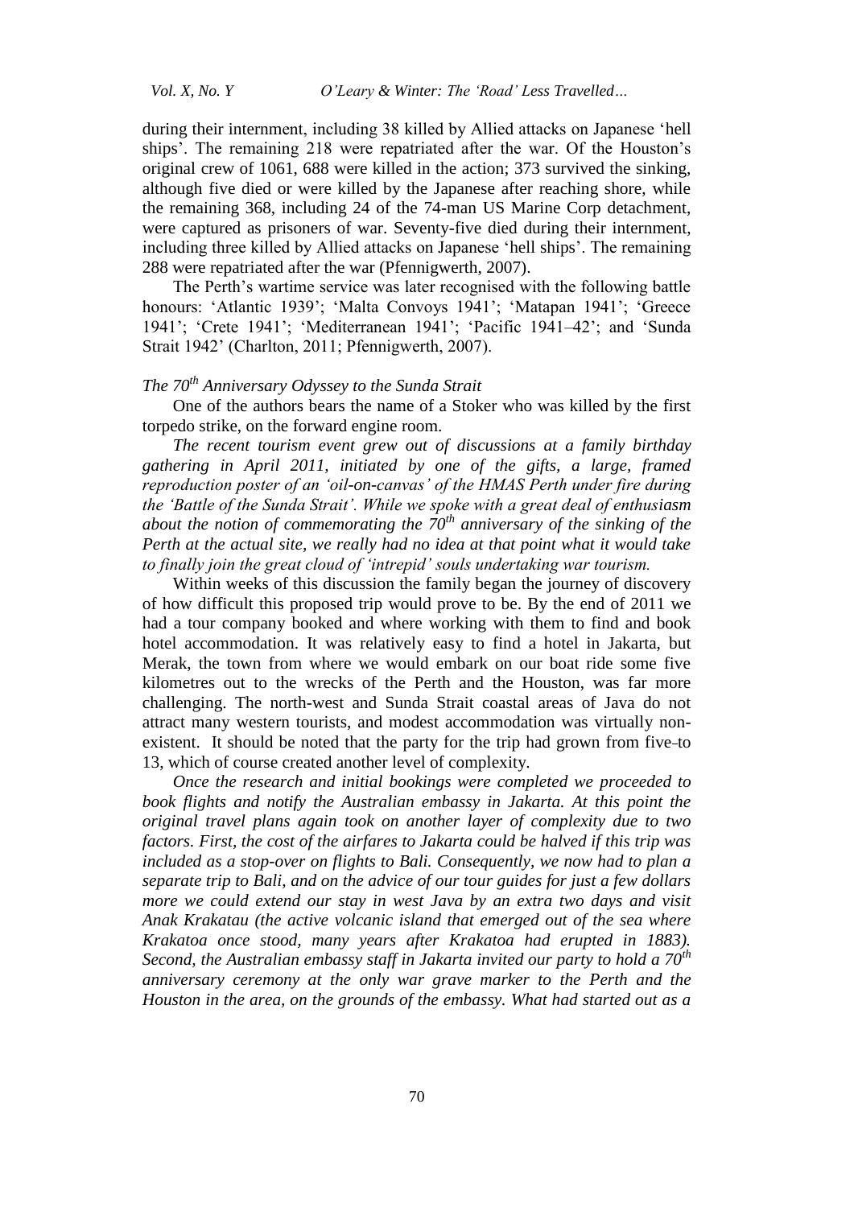during their internment, including 38 killed by Allied attacks on Japanese 'hell ships'. The remaining 218 were repatriated after the war. Of the Houston's original crew of 1061, 688 were killed in the action; 373 survived the sinking, although five died or were killed by the Japanese after reaching shore, while the remaining 368, including 24 of the 74-man US Marine Corp detachment, were captured as prisoners of war. Seventy-five died during their internment, including three killed by Allied attacks on Japanese 'hell ships'. The remaining 288 were repatriated after the war (Pfennigwerth, 2007).

The Perth's wartime service was later recognised with the following battle honours: 'Atlantic 1939'; 'Malta Convoys 1941'; 'Matapan 1941'; 'Greece 1941'; 'Crete 1941'; 'Mediterranean 1941'; 'Pacific 1941–42'; and 'Sunda Strait 1942' (Charlton, 2011; Pfennigwerth, 2007).

*The 70th Anniversary Odyssey to the Sunda Strait*

One of the authors bears the name of a Stoker who was killed by the first torpedo strike, on the forward engine room.

*The recent tourism event grew out of discussions at a family birthday gathering in April 2011, initiated by one of the gifts, a large, framed reproduction poster of an 'oil-on-canvas' of the HMAS Perth under fire during the 'Battle of the Sunda Strait'. While we spoke with a great deal of enthusiasm about the notion of commemorating the 70th anniversary of the sinking of the Perth at the actual site, we really had no idea at that point what it would take to finally join the great cloud of 'intrepid' souls undertaking war tourism.*

Within weeks of this discussion the family began the journey of discovery of how difficult this proposed trip would prove to be. By the end of 2011 we had a tour company booked and where working with them to find and book hotel accommodation. It was relatively easy to find a hotel in Jakarta, but Merak, the town from where we would embark on our boat ride some five kilometres out to the wrecks of the Perth and the Houston, was far more challenging. The north-west and Sunda Strait coastal areas of Java do not attract many western tourists, and modest accommodation was virtually non-existent. It should be noted that the party for the trip had grown from five to 13, which of course created another level of complexity.

*Once the research and initial bookings were completed we proceeded to book flights and notify the Australian embassy in Jakarta. At this point the original travel plans again took on another layer of complexity due to two factors. First, the cost of the airfares to Jakarta could be halved if this trip was included as a stop-over on flights to Bali. Consequently, we now had to plan a separate trip to Bali, and on the advice of our tour guides for just a few dollars more we could extend our stay in west Java by an extra two days and visit Anak Krakatau (the active volcanic island that emerged out of the sea where Krakatoa once stood, many years after Krakatoa had erupted in 1883). Second, the Australian embassy staff in Jakarta invited our party to hold a 70th anniversary ceremony at the only war grave marker to the Perth and the Houston in the area, on the grounds of the embassy. What had started out as a*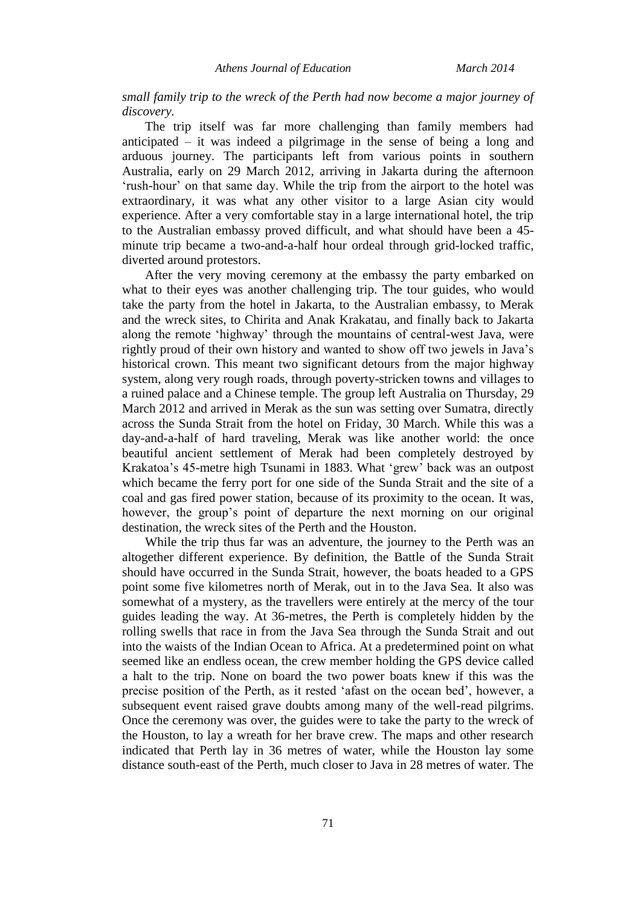*small family trip to the wreck of the Perth had now become a major journey of discovery.*

The trip itself was far more challenging than family members had anticipated – it was indeed a pilgrimage in the sense of being a long and arduous journey. The participants left from various points in southern Australia, early on 29 March 2012, arriving in Jakarta during the afternoon 'rush-hour' on that same day. While the trip from the airport to the hotel was extraordinary, it was what any other visitor to a large Asian city would experience. After a very comfortable stay in a large international hotel, the trip to the Australian embassy proved difficult, and what should have been a 45-minute trip became a two-and-a-half hour ordeal through grid-locked traffic, diverted around protestors.

After the very moving ceremony at the embassy the party embarked on what to their eyes was another challenging trip. The tour guides, who would take the party from the hotel in Jakarta, to the Australian embassy, to Merak and the wreck sites, to Chirita and Anak Krakatau, and finally back to Jakarta along the remote 'highway' through the mountains of central-west Java, were rightly proud of their own history and wanted to show off two jewels in Java's historical crown. This meant two significant detours from the major highway system, along very rough roads, through poverty-stricken towns and villages to a ruined palace and a Chinese temple. The group left Australia on Thursday, 29 March 2012 and arrived in Merak as the sun was setting over Sumatra, directly across the Sunda Strait from the hotel on Friday, 30 March. While this was a day-and-a-half of hard traveling, Merak was like another world: the once beautiful ancient settlement of Merak had been completely destroyed by Krakatoa's 45-metre high Tsunami in 1883. What 'grew' back was an outpost which became the ferry port for one side of the Sunda Strait and the site of a coal and gas fired power station, because of its proximity to the ocean. It was, however, the group's point of departure the next morning on our original destination, the wreck sites of the Perth and the Houston.

While the trip thus far was an adventure, the journey to the Perth was an altogether different experience. By definition, the Battle of the Sunda Strait should have occurred in the Sunda Strait, however, the boats headed to a GPS point some five kilometres north of Merak, out in to the Java Sea. It also was somewhat of a mystery, as the travellers were entirely at the mercy of the tour guides leading the way. At 36-metres, the Perth is completely hidden by the rolling swells that race in from the Java Sea through the Sunda Strait and out into the waists of the Indian Ocean to Africa. At a predetermined point on what seemed like an endless ocean, the crew member holding the GPS device called a halt to the trip. None on board the two power boats knew if this was the precise position of the Perth, as it rested 'afast on the ocean bed', however, a subsequent event raised grave doubts among many of the well-read pilgrims. Once the ceremony was over, the guides were to take the party to the wreck of the Houston, to lay a wreath for her brave crew. The maps and other research indicated that Perth lay in 36 metres of water, while the Houston lay some distance south-east of the Perth, much closer to Java in 28 metres of water. The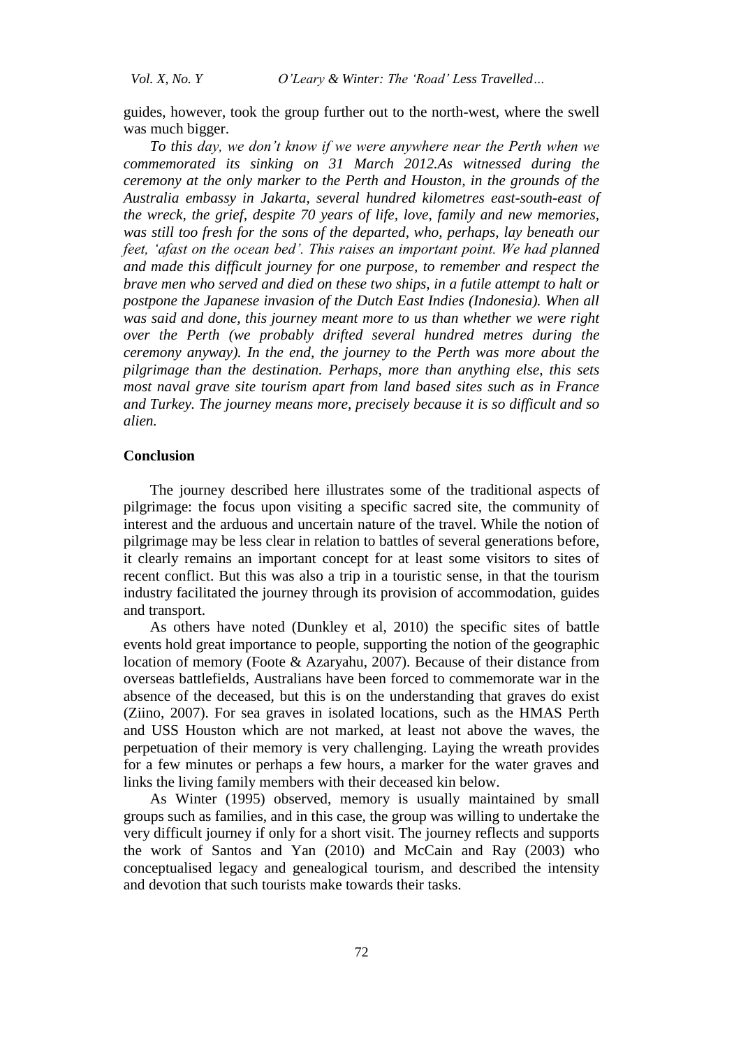guides, however, took the group further out to the north-west, where the swell was much bigger.

*To this day, we don't know if we were anywhere near the Perth when we commemorated its sinking on 31 March 2012.As witnessed during the ceremony at the only marker to the Perth and Houston, in the grounds of the Australia embassy in Jakarta, several hundred kilometres east-south-east of the wreck, the grief, despite 70 years of life, love, family and new memories, was still too fresh for the sons of the departed, who, perhaps, lay beneath our feet, 'afast on the ocean bed'. This raises an important point. We had planned and made this difficult journey for one purpose, to remember and respect the brave men who served and died on these two ships, in a futile attempt to halt or postpone the Japanese invasion of the Dutch East Indies (Indonesia). When all was said and done, this journey meant more to us than whether we were right over the Perth (we probably drifted several hundred metres during the ceremony anyway). In the end, the journey to the Perth was more about the pilgrimage than the destination. Perhaps, more than anything else, this sets most naval grave site tourism apart from land based sites such as in France and Turkey. The journey means more, precisely because it is so difficult and so alien.*

## Conclusion

The journey described here illustrates some of the traditional aspects of pilgrimage: the focus upon visiting a specific sacred site, the community of interest and the arduous and uncertain nature of the travel. While the notion of pilgrimage may be less clear in relation to battles of several generations before, it clearly remains an important concept for at least some visitors to sites of recent conflict. But this was also a trip in a touristic sense, in that the tourism industry facilitated the journey through its provision of accommodation, guides and transport.

As others have noted (Dunkley et al, 2010) the specific sites of battle events hold great importance to people, supporting the notion of the geographic location of memory (Foote & Azaryahu, 2007). Because of their distance from overseas battlefields, Australians have been forced to commemorate war in the absence of the deceased, but this is on the understanding that graves do exist (Ziino, 2007). For sea graves in isolated locations, such as the HMAS Perth and USS Houston which are not marked, at least not above the waves, the perpetuation of their memory is very challenging. Laying the wreath provides for a few minutes or perhaps a few hours, a marker for the water graves and links the living family members with their deceased kin below.

As Winter (1995) observed, memory is usually maintained by small groups such as families, and in this case, the group was willing to undertake the very difficult journey if only for a short visit. The journey reflects and supports the work of Santos and Yan (2010) and McCain and Ray (2003) who conceptualised legacy and genealogical tourism, and described the intensity and devotion that such tourists make towards their tasks.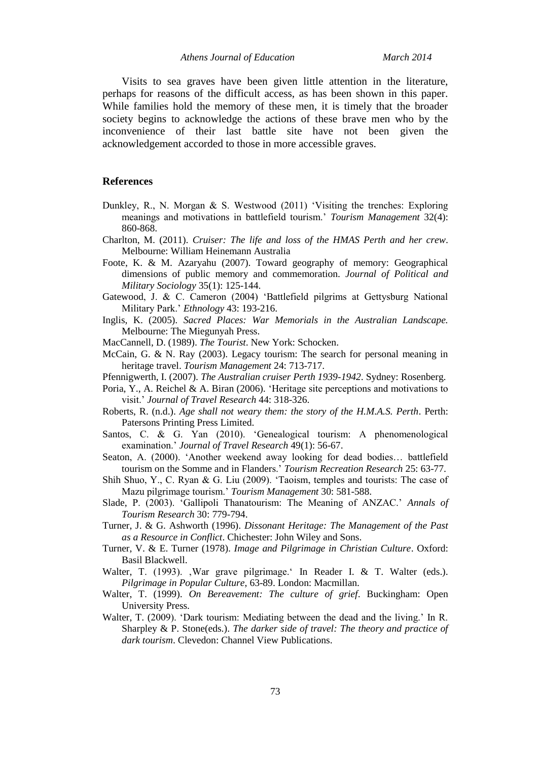Visits to sea graves have been given little attention in the literature, perhaps for reasons of the difficult access, as has been shown in this paper. While families hold the memory of these men, it is timely that the broader society begins to acknowledge the actions of these brave men who by the inconvenience of their last battle site have not been given the acknowledgement accorded to those in more accessible graves.

## References

Dunkley, R., N. Morgan & S. Westwood (2011) 'Visiting the trenches: Exploring meanings and motivations in battlefield tourism.' *Tourism Management* 32(4): 860-868.

Charlton, M. (2011). *Cruiser: The life and loss of the HMAS Perth and her crew*. Melbourne: William Heinemann Australia

Foote, K. & M. Azaryahu (2007). Toward geography of memory: Geographical dimensions of public memory and commemoration. *Journal of Political and Military Sociology* 35(1): 125-144.

Gatewood, J. & C. Cameron (2004) 'Battlefield pilgrims at Gettysburg National Military Park.' *Ethnology* 43: 193-216.

Inglis, K. (2005). *Sacred Places: War Memorials in the Australian Landscape.* Melbourne: The Miegunyah Press.

MacCannell, D. (1989). *The Tourist*. New York: Schocken.

McCain, G. & N. Ray (2003). Legacy tourism: The search for personal meaning in heritage travel. *Tourism Management* 24: 713-717.

Pfennigwerth, I. (2007). *The Australian cruiser Perth 1939-1942*. Sydney: Rosenberg.

Poria, Y., A. Reichel & A. Biran (2006). 'Heritage site perceptions and motivations to visit.' *Journal of Travel Research* 44: 318-326.

Roberts, R. (n.d.). *Age shall not weary them: the story of the H.M.A.S. Perth*. Perth: Patersons Printing Press Limited.

Santos, C. & G. Yan (2010). 'Genealogical tourism: A phenomenological examination.' *Journal of Travel Research* 49(1): 56-67.

Seaton, A. (2000). 'Another weekend away looking for dead bodies… battlefield tourism on the Somme and in Flanders.' *Tourism Recreation Research* 25: 63-77.

Shih Shuo, Y., C. Ryan & G. Liu (2009). 'Taoism, temples and tourists: The case of Mazu pilgrimage tourism.' *Tourism Management* 30: 581-588.

Slade, P. (2003). 'Gallipoli Thanatourism: The Meaning of ANZAC.' *Annals of Tourism Research* 30: 779-794.

Turner, J. & G. Ashworth (1996). *Dissonant Heritage: The Management of the Past as a Resource in Conflict*. Chichester: John Wiley and Sons.

Turner, V. & E. Turner (1978). *Image and Pilgrimage in Christian Culture*. Oxford: Basil Blackwell.

Walter, T. (1993). ‚War grave pilgrimage.' In Reader I. & T. Walter (eds.). *Pilgrimage in Popular Culture*, 63-89. London: Macmillan.

Walter, T. (1999). *On Bereavement: The culture of grief*. Buckingham: Open University Press.

Walter, T. (2009). 'Dark tourism: Mediating between the dead and the living.' In R. Sharpley & P. Stone(eds.). *The darker side of travel: The theory and practice of dark tourism*. Clevedon: Channel View Publications.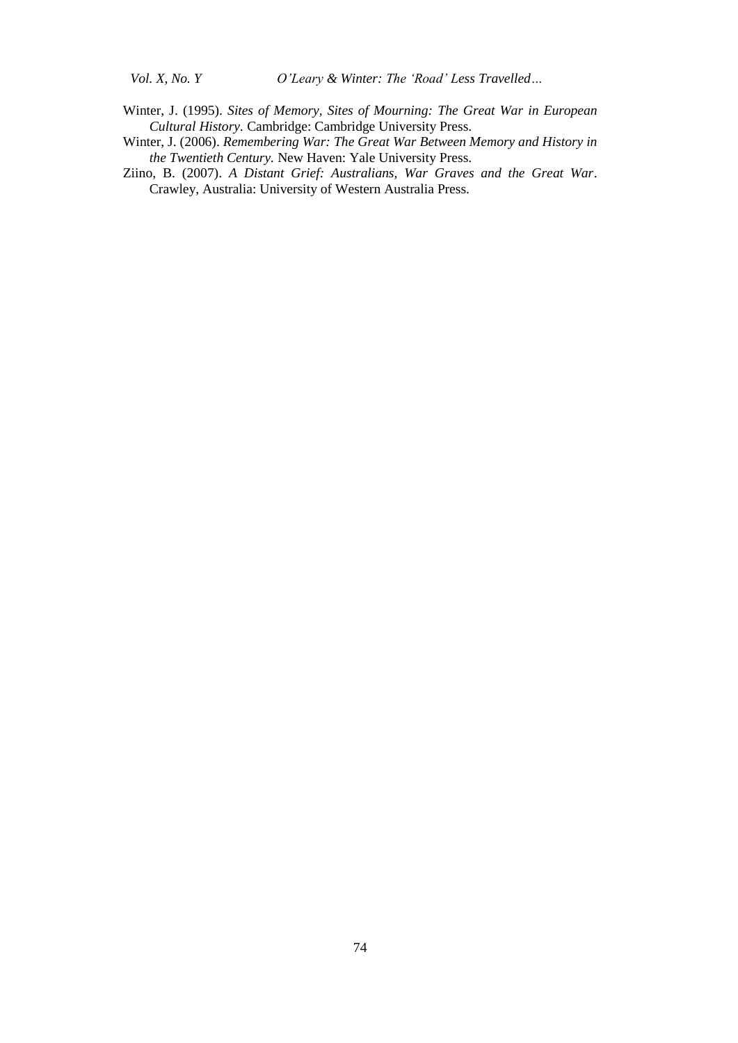Winter, J. (1995). *Sites of Memory, Sites of Mourning: The Great War in European Cultural History*. Cambridge: Cambridge University Press.

Winter, J. (2006). *Remembering War: The Great War Between Memory and History in the Twentieth Century*. New Haven: Yale University Press.

Ziino, B. (2007). *A Distant Grief: Australians, War Graves and the Great War*. Crawley, Australia: University of Western Australia Press.